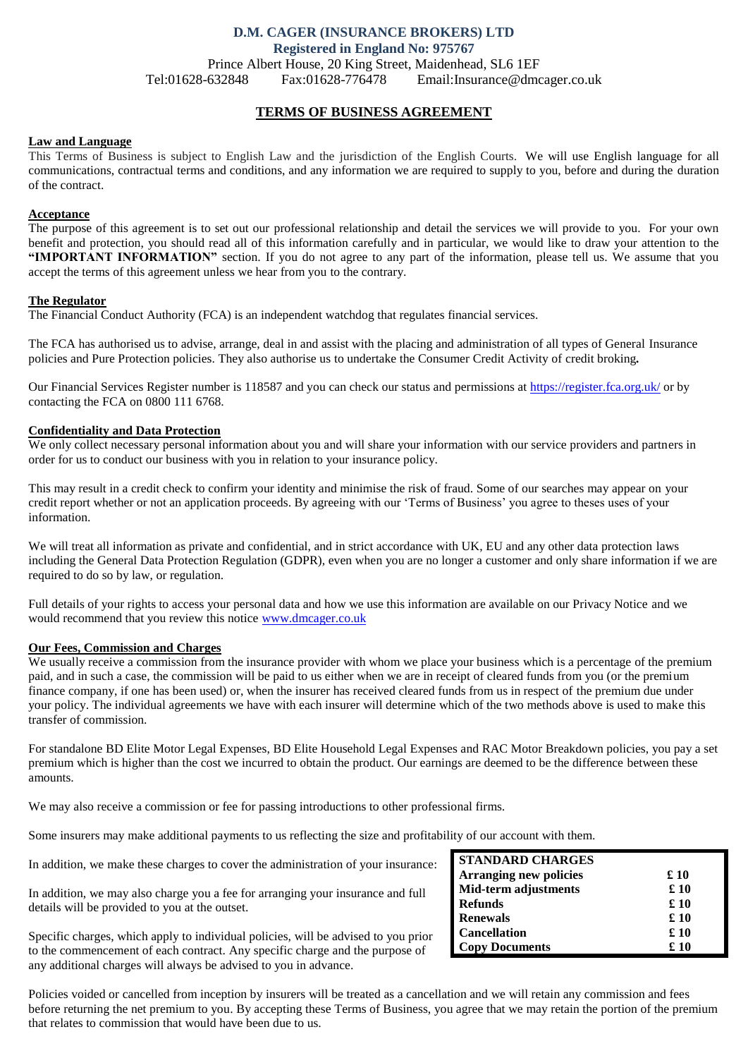**D.M. CAGER (INSURANCE BROKERS) LTD**
**Registered in England No: 975767**
Prince Albert House, 20 King Street, Maidenhead, SL6 1EF
Tel:01628-632848 Fax:01628-776478 Email:Insurance@dmcager.co.uk

# TERMS OF BUSINESS AGREEMENT

## Law and Language

This Terms of Business is subject to English Law and the jurisdiction of the English Courts. We will use English language for all communications, contractual terms and conditions, and any information we are required to supply to you, before and during the duration of the contract.

## Acceptance

The purpose of this agreement is to set out our professional relationship and detail the services we will provide to you. For your own benefit and protection, you should read all of this information carefully and in particular, we would like to draw your attention to the **"IMPORTANT INFORMATION"** section. If you do not agree to any part of the information, please tell us. We assume that you accept the terms of this agreement unless we hear from you to the contrary.

## The Regulator

The Financial Conduct Authority (FCA) is an independent watchdog that regulates financial services.

The FCA has authorised us to advise, arrange, deal in and assist with the placing and administration of all types of General Insurance policies and Pure Protection policies. They also authorise us to undertake the Consumer Credit Activity of credit broking**.**

Our Financial Services Register number is 118587 and you can check our status and permissions at https://register.fca.org.uk/ or by contacting the FCA on 0800 111 6768.

## Confidentiality and Data Protection

We only collect necessary personal information about you and will share your information with our service providers and partners in order for us to conduct our business with you in relation to your insurance policy.

This may result in a credit check to confirm your identity and minimise the risk of fraud. Some of our searches may appear on your credit report whether or not an application proceeds. By agreeing with our 'Terms of Business' you agree to theses uses of your information.

We will treat all information as private and confidential, and in strict accordance with UK, EU and any other data protection laws including the General Data Protection Regulation (GDPR), even when you are no longer a customer and only share information if we are required to do so by law, or regulation.

Full details of your rights to access your personal data and how we use this information are available on our Privacy Notice and we would recommend that you review this notice www.dmcager.co.uk

## Our Fees, Commission and Charges

We usually receive a commission from the insurance provider with whom we place your business which is a percentage of the premium paid, and in such a case, the commission will be paid to us either when we are in receipt of cleared funds from you (or the premium finance company, if one has been used) or, when the insurer has received cleared funds from us in respect of the premium due under your policy. The individual agreements we have with each insurer will determine which of the two methods above is used to make this transfer of commission.

For standalone BD Elite Motor Legal Expenses, BD Elite Household Legal Expenses and RAC Motor Breakdown policies, you pay a set premium which is higher than the cost we incurred to obtain the product. Our earnings are deemed to be the difference between these amounts.

We may also receive a commission or fee for passing introductions to other professional firms.

Some insurers may make additional payments to us reflecting the size and profitability of our account with them.

In addition, we make these charges to cover the administration of your insurance:

| STANDARD CHARGES | |
|---|---|
| Arranging new policies | £ 10 |
| Mid-term adjustments | £ 10 |
| Refunds | £ 10 |
| Renewals | £ 10 |
| Cancellation | £ 10 |
| Copy Documents | £ 10 |

In addition, we may also charge you a fee for arranging your insurance and full details will be provided to you at the outset.

Specific charges, which apply to individual policies, will be advised to you prior to the commencement of each contract. Any specific charge and the purpose of any additional charges will always be advised to you in advance.

Policies voided or cancelled from inception by insurers will be treated as a cancellation and we will retain any commission and fees before returning the net premium to you. By accepting these Terms of Business, you agree that we may retain the portion of the premium that relates to commission that would have been due to us.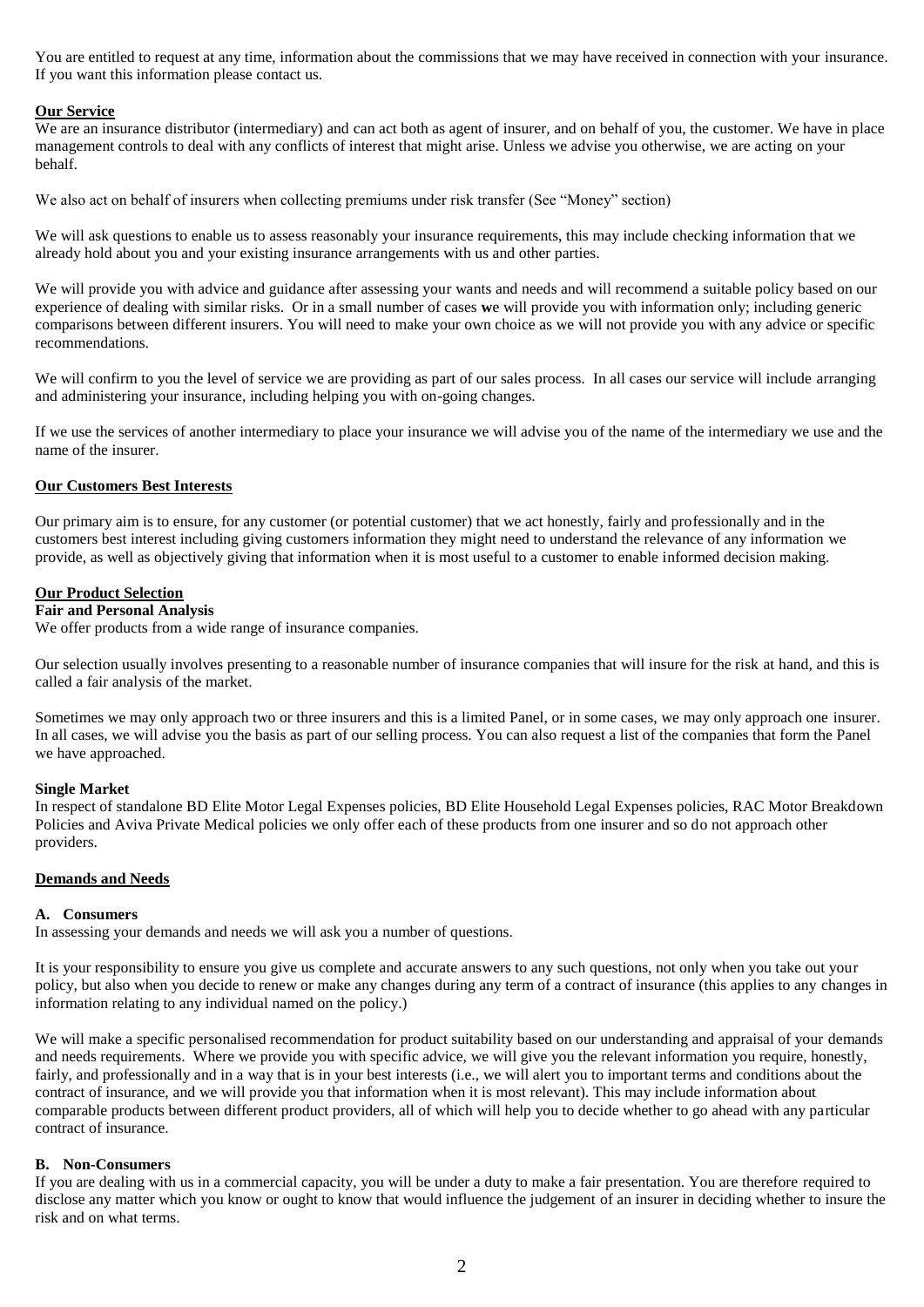You are entitled to request at any time, information about the commissions that we may have received in connection with your insurance. If you want this information please contact us.

## Our Service

We are an insurance distributor (intermediary) and can act both as agent of insurer, and on behalf of you, the customer. We have in place management controls to deal with any conflicts of interest that might arise. Unless we advise you otherwise, we are acting on your behalf.

We also act on behalf of insurers when collecting premiums under risk transfer (See "Money" section)

We will ask questions to enable us to assess reasonably your insurance requirements, this may include checking information that we already hold about you and your existing insurance arrangements with us and other parties.

We will provide you with advice and guidance after assessing your wants and needs and will recommend a suitable policy based on our experience of dealing with similar risks. Or in a small number of cases **w**e will provide you with information only; including generic comparisons between different insurers. You will need to make your own choice as we will not provide you with any advice or specific recommendations.

We will confirm to you the level of service we are providing as part of our sales process. In all cases our service will include arranging and administering your insurance, including helping you with on-going changes.

If we use the services of another intermediary to place your insurance we will advise you of the name of the intermediary we use and the name of the insurer.

## Our Customers Best Interests

Our primary aim is to ensure, for any customer (or potential customer) that we act honestly, fairly and professionally and in the customers best interest including giving customers information they might need to understand the relevance of any information we provide, as well as objectively giving that information when it is most useful to a customer to enable informed decision making.

## Our Product Selection

### Fair and Personal Analysis

We offer products from a wide range of insurance companies.

Our selection usually involves presenting to a reasonable number of insurance companies that will insure for the risk at hand, and this is called a fair analysis of the market.

Sometimes we may only approach two or three insurers and this is a limited Panel, or in some cases, we may only approach one insurer. In all cases, we will advise you the basis as part of our selling process. You can also request a list of the companies that form the Panel we have approached.

### Single Market

In respect of standalone BD Elite Motor Legal Expenses policies, BD Elite Household Legal Expenses policies, RAC Motor Breakdown Policies and Aviva Private Medical policies we only offer each of these products from one insurer and so do not approach other providers.

## Demands and Needs

### A. Consumers

In assessing your demands and needs we will ask you a number of questions.

It is your responsibility to ensure you give us complete and accurate answers to any such questions, not only when you take out your policy, but also when you decide to renew or make any changes during any term of a contract of insurance (this applies to any changes in information relating to any individual named on the policy.)

We will make a specific personalised recommendation for product suitability based on our understanding and appraisal of your demands and needs requirements. Where we provide you with specific advice, we will give you the relevant information you require, honestly, fairly, and professionally and in a way that is in your best interests (i.e., we will alert you to important terms and conditions about the contract of insurance, and we will provide you that information when it is most relevant). This may include information about comparable products between different product providers, all of which will help you to decide whether to go ahead with any particular contract of insurance.

### B. Non-Consumers

If you are dealing with us in a commercial capacity, you will be under a duty to make a fair presentation. You are therefore required to disclose any matter which you know or ought to know that would influence the judgement of an insurer in deciding whether to insure the risk and on what terms.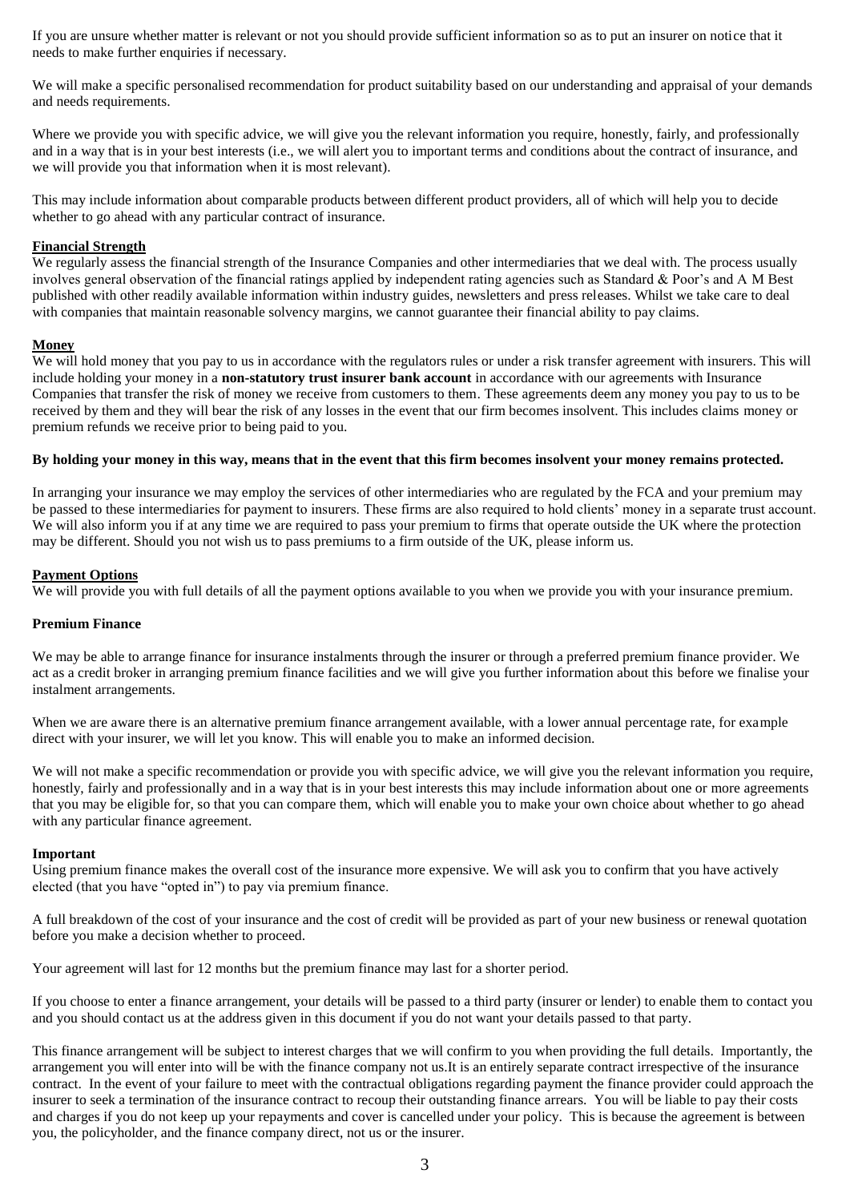If you are unsure whether matter is relevant or not you should provide sufficient information so as to put an insurer on notice that it needs to make further enquiries if necessary.

We will make a specific personalised recommendation for product suitability based on our understanding and appraisal of your demands and needs requirements.

Where we provide you with specific advice, we will give you the relevant information you require, honestly, fairly, and professionally and in a way that is in your best interests (i.e., we will alert you to important terms and conditions about the contract of insurance, and we will provide you that information when it is most relevant).

This may include information about comparable products between different product providers, all of which will help you to decide whether to go ahead with any particular contract of insurance.

## Financial Strength

We regularly assess the financial strength of the Insurance Companies and other intermediaries that we deal with. The process usually involves general observation of the financial ratings applied by independent rating agencies such as Standard & Poor's and A M Best published with other readily available information within industry guides, newsletters and press releases. Whilst we take care to deal with companies that maintain reasonable solvency margins, we cannot guarantee their financial ability to pay claims.

## Money

We will hold money that you pay to us in accordance with the regulators rules or under a risk transfer agreement with insurers. This will include holding your money in a **non-statutory trust insurer bank account** in accordance with our agreements with Insurance Companies that transfer the risk of money we receive from customers to them. These agreements deem any money you pay to us to be received by them and they will bear the risk of any losses in the event that our firm becomes insolvent. This includes claims money or premium refunds we receive prior to being paid to you.

**By holding your money in this way, means that in the event that this firm becomes insolvent your money remains protected.**

In arranging your insurance we may employ the services of other intermediaries who are regulated by the FCA and your premium may be passed to these intermediaries for payment to insurers. These firms are also required to hold clients' money in a separate trust account. We will also inform you if at any time we are required to pass your premium to firms that operate outside the UK where the protection may be different. Should you not wish us to pass premiums to a firm outside of the UK, please inform us.

## Payment Options

We will provide you with full details of all the payment options available to you when we provide you with your insurance premium.

## Premium Finance

We may be able to arrange finance for insurance instalments through the insurer or through a preferred premium finance provider. We act as a credit broker in arranging premium finance facilities and we will give you further information about this before we finalise your instalment arrangements.

When we are aware there is an alternative premium finance arrangement available, with a lower annual percentage rate, for example direct with your insurer, we will let you know. This will enable you to make an informed decision.

We will not make a specific recommendation or provide you with specific advice, we will give you the relevant information you require, honestly, fairly and professionally and in a way that is in your best interests this may include information about one or more agreements that you may be eligible for, so that you can compare them, which will enable you to make your own choice about whether to go ahead with any particular finance agreement.

## Important

Using premium finance makes the overall cost of the insurance more expensive. We will ask you to confirm that you have actively elected (that you have "opted in") to pay via premium finance.

A full breakdown of the cost of your insurance and the cost of credit will be provided as part of your new business or renewal quotation before you make a decision whether to proceed.

Your agreement will last for 12 months but the premium finance may last for a shorter period.

If you choose to enter a finance arrangement, your details will be passed to a third party (insurer or lender) to enable them to contact you and you should contact us at the address given in this document if you do not want your details passed to that party.

This finance arrangement will be subject to interest charges that we will confirm to you when providing the full details. Importantly, the arrangement you will enter into will be with the finance company not us.It is an entirely separate contract irrespective of the insurance contract. In the event of your failure to meet with the contractual obligations regarding payment the finance provider could approach the insurer to seek a termination of the insurance contract to recoup their outstanding finance arrears. You will be liable to pay their costs and charges if you do not keep up your repayments and cover is cancelled under your policy. This is because the agreement is between you, the policyholder, and the finance company direct, not us or the insurer.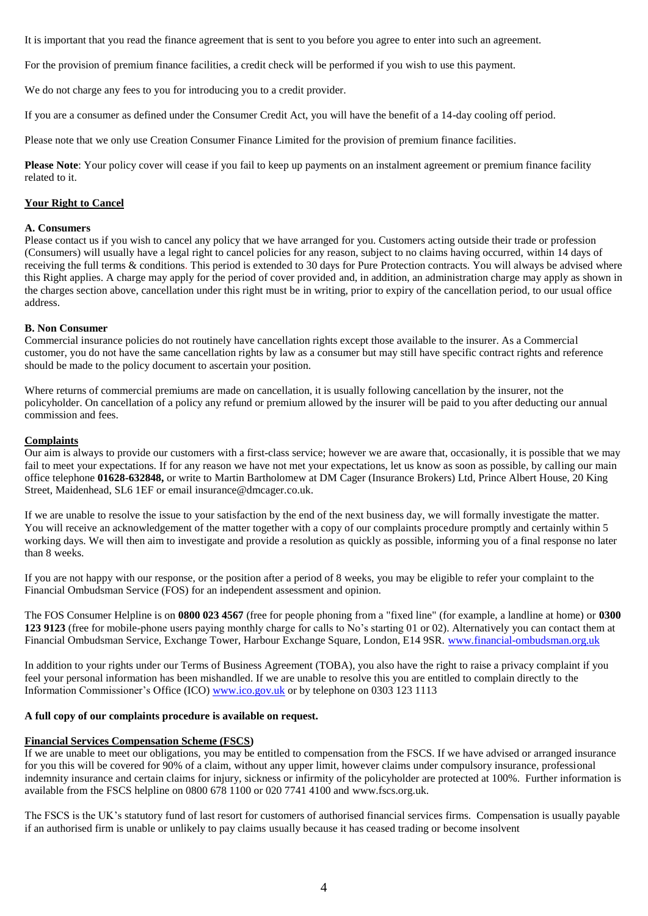It is important that you read the finance agreement that is sent to you before you agree to enter into such an agreement.

For the provision of premium finance facilities, a credit check will be performed if you wish to use this payment.

We do not charge any fees to you for introducing you to a credit provider.

If you are a consumer as defined under the Consumer Credit Act, you will have the benefit of a 14-day cooling off period.

Please note that we only use Creation Consumer Finance Limited for the provision of premium finance facilities.

**Please Note**: Your policy cover will cease if you fail to keep up payments on an instalment agreement or premium finance facility related to it.

## Your Right to Cancel

### A. Consumers

Please contact us if you wish to cancel any policy that we have arranged for you. Customers acting outside their trade or profession (Consumers) will usually have a legal right to cancel policies for any reason, subject to no claims having occurred, within 14 days of receiving the full terms & conditions. This period is extended to 30 days for Pure Protection contracts. You will always be advised where this Right applies. A charge may apply for the period of cover provided and, in addition, an administration charge may apply as shown in the charges section above, cancellation under this right must be in writing, prior to expiry of the cancellation period, to our usual office address.

### B. Non Consumer

Commercial insurance policies do not routinely have cancellation rights except those available to the insurer. As a Commercial customer, you do not have the same cancellation rights by law as a consumer but may still have specific contract rights and reference should be made to the policy document to ascertain your position.

Where returns of commercial premiums are made on cancellation, it is usually following cancellation by the insurer, not the policyholder. On cancellation of a policy any refund or premium allowed by the insurer will be paid to you after deducting our annual commission and fees.

## Complaints

Our aim is always to provide our customers with a first-class service; however we are aware that, occasionally, it is possible that we may fail to meet your expectations. If for any reason we have not met your expectations, let us know as soon as possible, by calling our main office telephone **01628-632848,** or write to Martin Bartholomew at DM Cager (Insurance Brokers) Ltd, Prince Albert House, 20 King Street, Maidenhead, SL6 1EF or email insurance@dmcager.co.uk.

If we are unable to resolve the issue to your satisfaction by the end of the next business day, we will formally investigate the matter. You will receive an acknowledgement of the matter together with a copy of our complaints procedure promptly and certainly within 5 working days. We will then aim to investigate and provide a resolution as quickly as possible, informing you of a final response no later than 8 weeks.

If you are not happy with our response, or the position after a period of 8 weeks, you may be eligible to refer your complaint to the Financial Ombudsman Service (FOS) for an independent assessment and opinion.

The FOS Consumer Helpline is on **0800 023 4567** (free for people phoning from a "fixed line" (for example, a landline at home) or **0300 123 9123** (free for mobile-phone users paying monthly charge for calls to No's starting 01 or 02). Alternatively you can contact them at Financial Ombudsman Service, Exchange Tower, Harbour Exchange Square, London, E14 9SR. www.financial-ombudsman.org.uk

In addition to your rights under our Terms of Business Agreement (TOBA), you also have the right to raise a privacy complaint if you feel your personal information has been mishandled. If we are unable to resolve this you are entitled to complain directly to the Information Commissioner's Office (ICO) www.ico.gov.uk or by telephone on 0303 123 1113

**A full copy of our complaints procedure is available on request.**

## Financial Services Compensation Scheme (FSCS)

If we are unable to meet our obligations, you may be entitled to compensation from the FSCS. If we have advised or arranged insurance for you this will be covered for 90% of a claim, without any upper limit, however claims under compulsory insurance, professional indemnity insurance and certain claims for injury, sickness or infirmity of the policyholder are protected at 100%. Further information is available from the FSCS helpline on 0800 678 1100 or 020 7741 4100 and www.fscs.org.uk.

The FSCS is the UK's statutory fund of last resort for customers of authorised financial services firms. Compensation is usually payable if an authorised firm is unable or unlikely to pay claims usually because it has ceased trading or become insolvent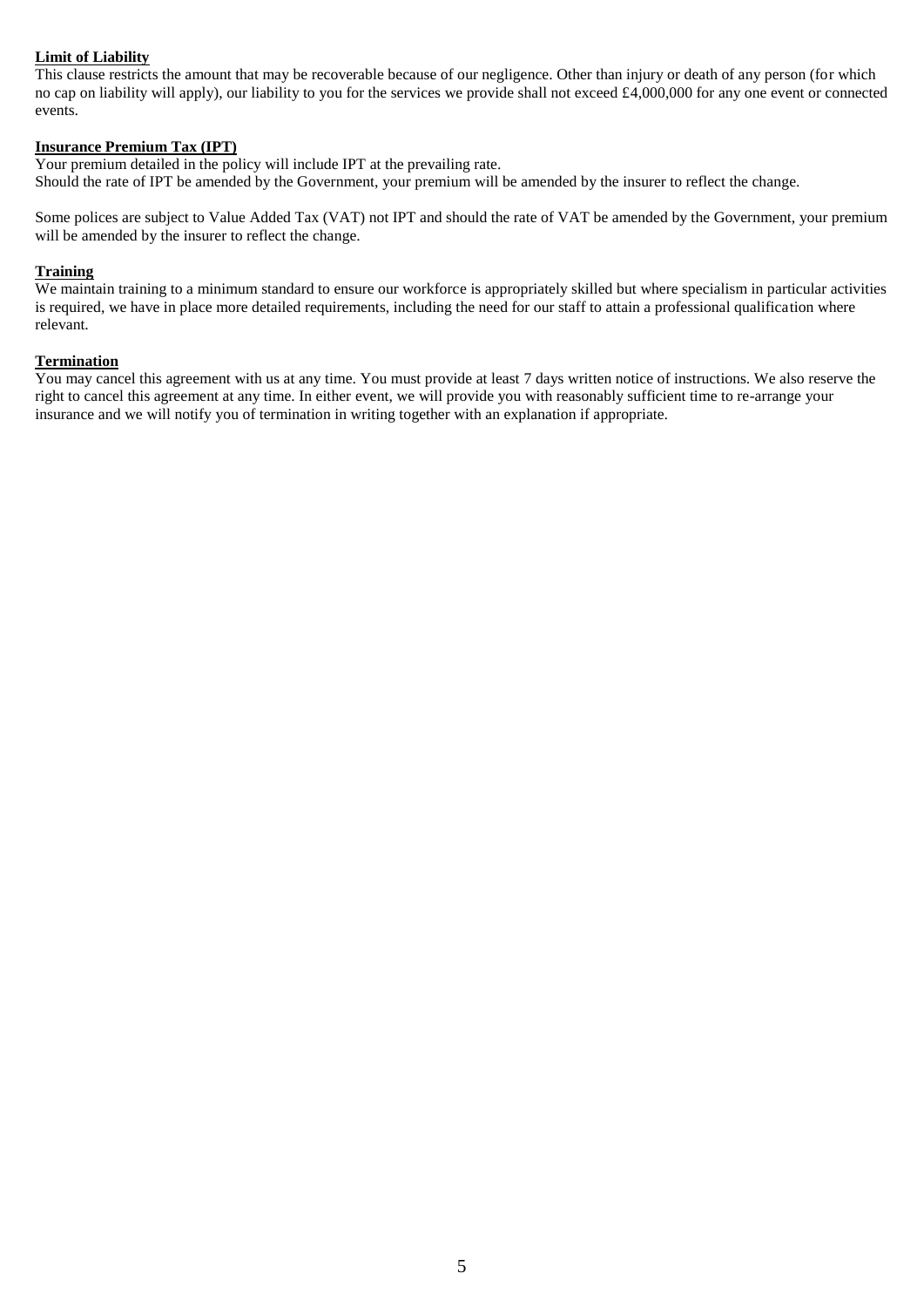**Limit of Liability**

This clause restricts the amount that may be recoverable because of our negligence. Other than injury or death of any person (for which no cap on liability will apply), our liability to you for the services we provide shall not exceed £4,000,000 for any one event or connected events.

**Insurance Premium Tax (IPT)**

Your premium detailed in the policy will include IPT at the prevailing rate.
Should the rate of IPT be amended by the Government, your premium will be amended by the insurer to reflect the change.

Some polices are subject to Value Added Tax (VAT) not IPT and should the rate of VAT be amended by the Government, your premium will be amended by the insurer to reflect the change.

**Training**

We maintain training to a minimum standard to ensure our workforce is appropriately skilled but where specialism in particular activities is required, we have in place more detailed requirements, including the need for our staff to attain a professional qualification where relevant.

**Termination**

You may cancel this agreement with us at any time. You must provide at least 7 days written notice of instructions. We also reserve the right to cancel this agreement at any time. In either event, we will provide you with reasonably sufficient time to re-arrange your insurance and we will notify you of termination in writing together with an explanation if appropriate.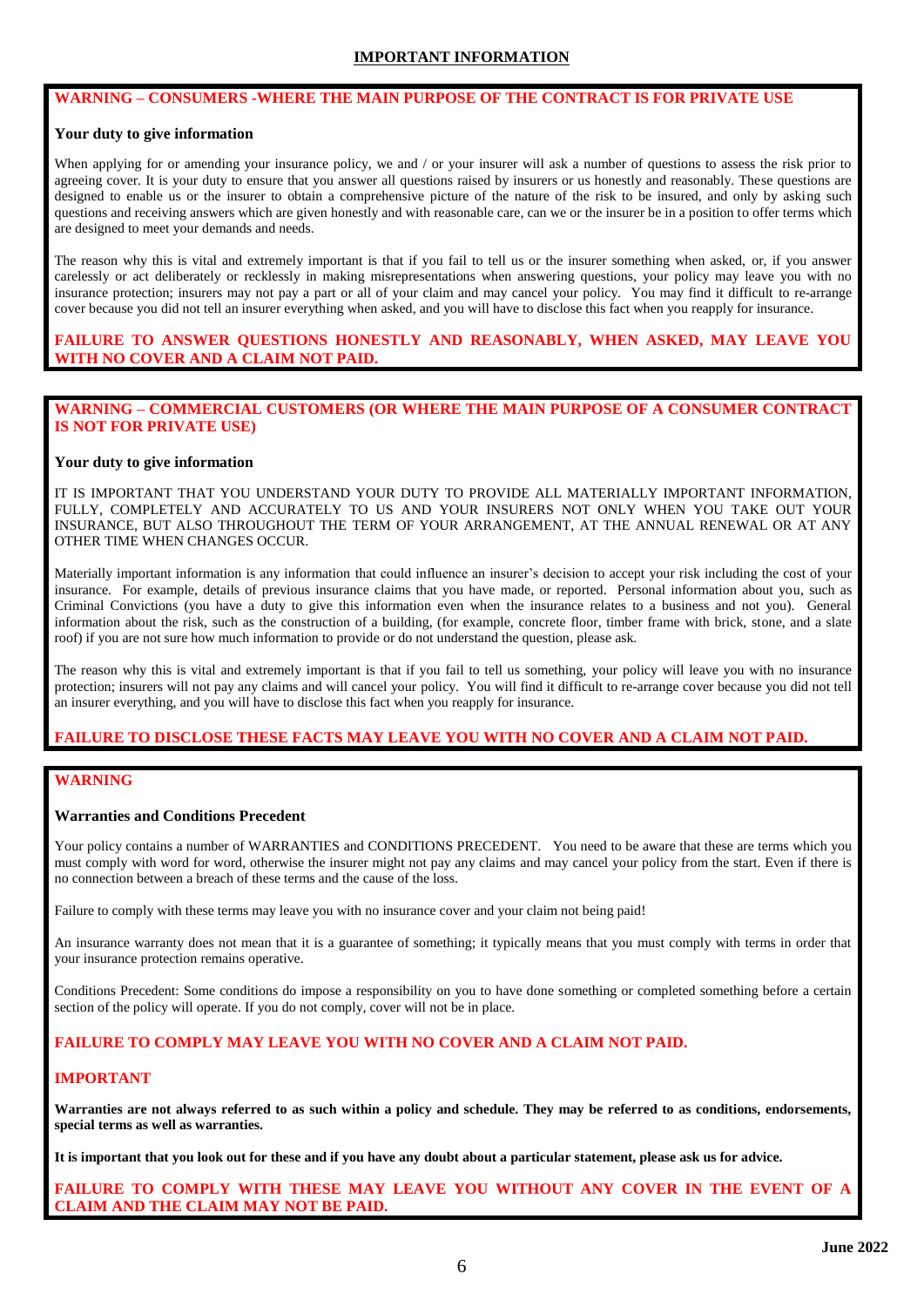# IMPORTANT INFORMATION

## WARNING – CONSUMERS -WHERE THE MAIN PURPOSE OF THE CONTRACT IS FOR PRIVATE USE

**Your duty to give information**

When applying for or amending your insurance policy, we and / or your insurer will ask a number of questions to assess the risk prior to agreeing cover. It is your duty to ensure that you answer all questions raised by insurers or us honestly and reasonably. These questions are designed to enable us or the insurer to obtain a comprehensive picture of the nature of the risk to be insured, and only by asking such questions and receiving answers which are given honestly and with reasonable care, can we or the insurer be in a position to offer terms which are designed to meet your demands and needs.

The reason why this is vital and extremely important is that if you fail to tell us or the insurer something when asked, or, if you answer carelessly or act deliberately or recklessly in making misrepresentations when answering questions, your policy may leave you with no insurance protection; insurers may not pay a part or all of your claim and may cancel your policy. You may find it difficult to re-arrange cover because you did not tell an insurer everything when asked, and you will have to disclose this fact when you reapply for insurance.

**FAILURE TO ANSWER QUESTIONS HONESTLY AND REASONABLY, WHEN ASKED, MAY LEAVE YOU WITH NO COVER AND A CLAIM NOT PAID.**

## WARNING – COMMERCIAL CUSTOMERS (OR WHERE THE MAIN PURPOSE OF A CONSUMER CONTRACT IS NOT FOR PRIVATE USE)

**Your duty to give information**

IT IS IMPORTANT THAT YOU UNDERSTAND YOUR DUTY TO PROVIDE ALL MATERIALLY IMPORTANT INFORMATION, FULLY, COMPLETELY AND ACCURATELY TO US AND YOUR INSURERS NOT ONLY WHEN YOU TAKE OUT YOUR INSURANCE, BUT ALSO THROUGHOUT THE TERM OF YOUR ARRANGEMENT, AT THE ANNUAL RENEWAL OR AT ANY OTHER TIME WHEN CHANGES OCCUR.

Materially important information is any information that could influence an insurer's decision to accept your risk including the cost of your insurance. For example, details of previous insurance claims that you have made, or reported. Personal information about you, such as Criminal Convictions (you have a duty to give this information even when the insurance relates to a business and not you). General information about the risk, such as the construction of a building, (for example, concrete floor, timber frame with brick, stone, and a slate roof) if you are not sure how much information to provide or do not understand the question, please ask.

The reason why this is vital and extremely important is that if you fail to tell us something, your policy will leave you with no insurance protection; insurers will not pay any claims and will cancel your policy. You will find it difficult to re-arrange cover because you did not tell an insurer everything, and you will have to disclose this fact when you reapply for insurance.

**FAILURE TO DISCLOSE THESE FACTS MAY LEAVE YOU WITH NO COVER AND A CLAIM NOT PAID.**

## WARNING

**Warranties and Conditions Precedent**

Your policy contains a number of WARRANTIES and CONDITIONS PRECEDENT. You need to be aware that these are terms which you must comply with word for word, otherwise the insurer might not pay any claims and may cancel your policy from the start. Even if there is no connection between a breach of these terms and the cause of the loss.

Failure to comply with these terms may leave you with no insurance cover and your claim not being paid!

An insurance warranty does not mean that it is a guarantee of something; it typically means that you must comply with terms in order that your insurance protection remains operative.

Conditions Precedent: Some conditions do impose a responsibility on you to have done something or completed something before a certain section of the policy will operate. If you do not comply, cover will not be in place.

**FAILURE TO COMPLY MAY LEAVE YOU WITH NO COVER AND A CLAIM NOT PAID.**

**IMPORTANT**

**Warranties are not always referred to as such within a policy and schedule. They may be referred to as conditions, endorsements, special terms as well as warranties.**

**It is important that you look out for these and if you have any doubt about a particular statement, please ask us for advice.**

**FAILURE TO COMPLY WITH THESE MAY LEAVE YOU WITHOUT ANY COVER IN THE EVENT OF A CLAIM AND THE CLAIM MAY NOT BE PAID.**

**June 2022**